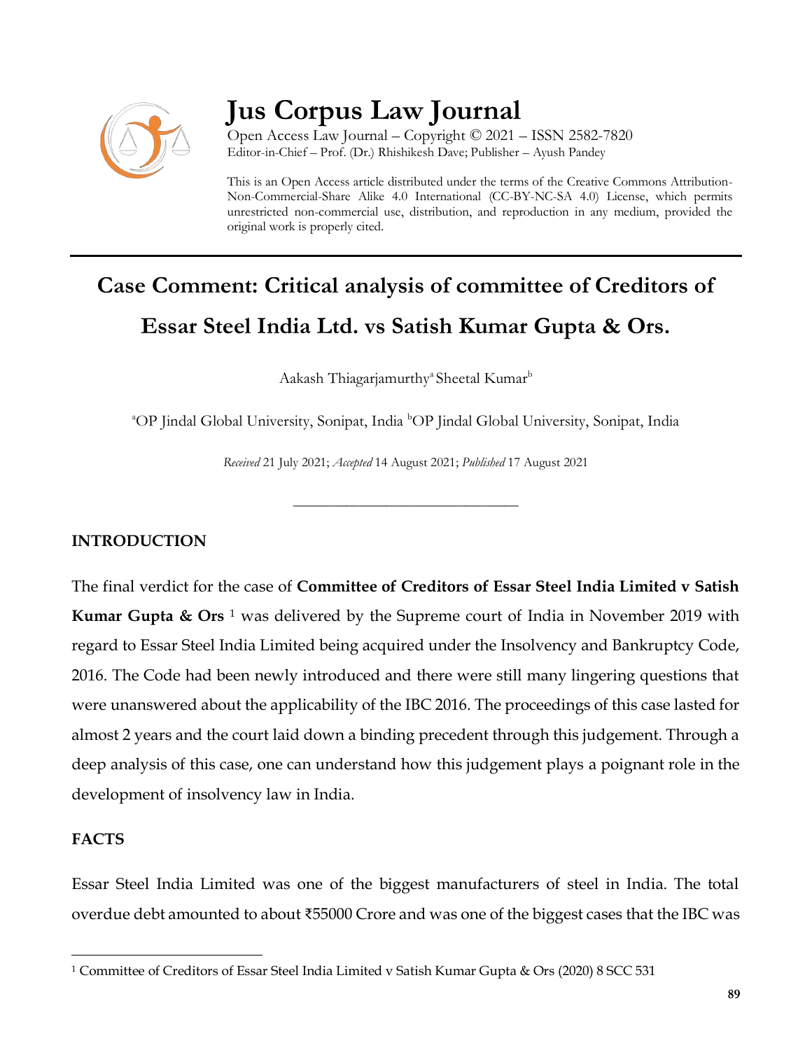# Jus Corpus Law Journal

Open Access Law Journal – Copyright © 2021 – ISSN 2582-7820
Editor-in-Chief – Prof. (Dr.) Rhishikesh Dave; Publisher – Ayush Pandey

This is an Open Access article distributed under the terms of the Creative Commons Attribution-Non-Commercial-Share Alike 4.0 International (CC-BY-NC-SA 4.0) License, which permits unrestricted non-commercial use, distribution, and reproduction in any medium, provided the original work is properly cited.

## Case Comment: Critical analysis of committee of Creditors of Essar Steel India Ltd. vs Satish Kumar Gupta & Ors.

Aakash Thiagarjamurthy[a] Sheetal Kumar[b]

[a]OP Jindal Global University, Sonipat, India [b]OP Jindal Global University, Sonipat, India

*Received* 21 July 2021; *Accepted* 14 August 2021; *Published* 17 August 2021

---

### INTRODUCTION

The final verdict for the case of **Committee of Creditors of Essar Steel India Limited v Satish Kumar Gupta & Ors** [1] was delivered by the Supreme court of India in November 2019 with regard to Essar Steel India Limited being acquired under the Insolvency and Bankruptcy Code, 2016. The Code had been newly introduced and there were still many lingering questions that were unanswered about the applicability of the IBC 2016. The proceedings of this case lasted for almost 2 years and the court laid down a binding precedent through this judgement. Through a deep analysis of this case, one can understand how this judgement plays a poignant role in the development of insolvency law in India.

### FACTS

Essar Steel India Limited was one of the biggest manufacturers of steel in India. The total overdue debt amounted to about ₹55000 Crore and was one of the biggest cases that the IBC was

---

[1] Committee of Creditors of Essar Steel India Limited v Satish Kumar Gupta & Ors (2020) 8 SCC 531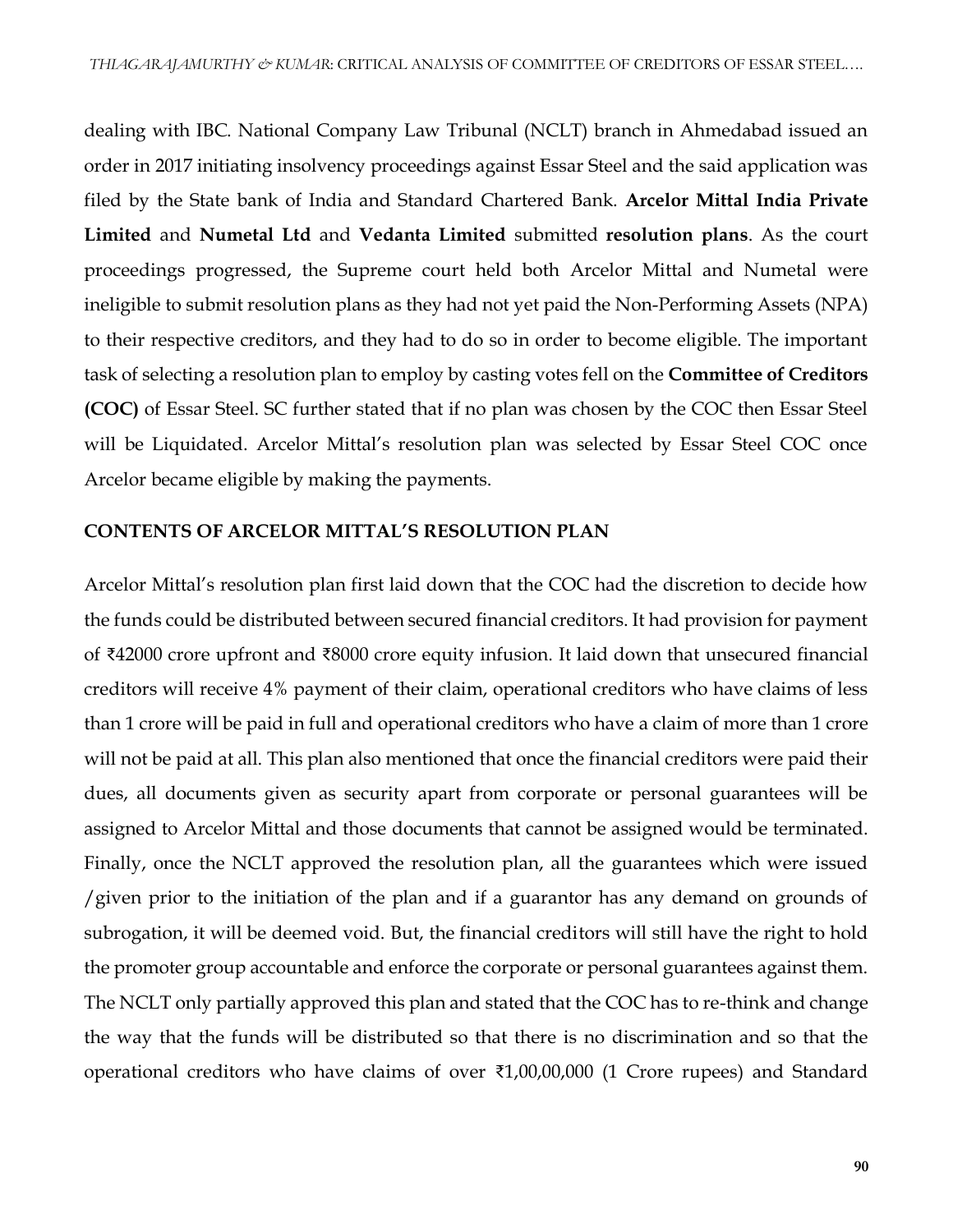dealing with IBC. National Company Law Tribunal (NCLT) branch in Ahmedabad issued an order in 2017 initiating insolvency proceedings against Essar Steel and the said application was filed by the State bank of India and Standard Chartered Bank. **Arcelor Mittal India Private Limited** and **Numetal Ltd** and **Vedanta Limited** submitted **resolution plans**. As the court proceedings progressed, the Supreme court held both Arcelor Mittal and Numetal were ineligible to submit resolution plans as they had not yet paid the Non-Performing Assets (NPA) to their respective creditors, and they had to do so in order to become eligible. The important task of selecting a resolution plan to employ by casting votes fell on the **Committee of Creditors (COC)** of Essar Steel. SC further stated that if no plan was chosen by the COC then Essar Steel will be Liquidated. Arcelor Mittal's resolution plan was selected by Essar Steel COC once Arcelor became eligible by making the payments.

## CONTENTS OF ARCELOR MITTAL'S RESOLUTION PLAN

Arcelor Mittal's resolution plan first laid down that the COC had the discretion to decide how the funds could be distributed between secured financial creditors. It had provision for payment of ₹42000 crore upfront and ₹8000 crore equity infusion. It laid down that unsecured financial creditors will receive 4% payment of their claim, operational creditors who have claims of less than 1 crore will be paid in full and operational creditors who have a claim of more than 1 crore will not be paid at all. This plan also mentioned that once the financial creditors were paid their dues, all documents given as security apart from corporate or personal guarantees will be assigned to Arcelor Mittal and those documents that cannot be assigned would be terminated. Finally, once the NCLT approved the resolution plan, all the guarantees which were issued /given prior to the initiation of the plan and if a guarantor has any demand on grounds of subrogation, it will be deemed void. But, the financial creditors will still have the right to hold the promoter group accountable and enforce the corporate or personal guarantees against them. The NCLT only partially approved this plan and stated that the COC has to re-think and change the way that the funds will be distributed so that there is no discrimination and so that the operational creditors who have claims of over ₹1,00,00,000 (1 Crore rupees) and Standard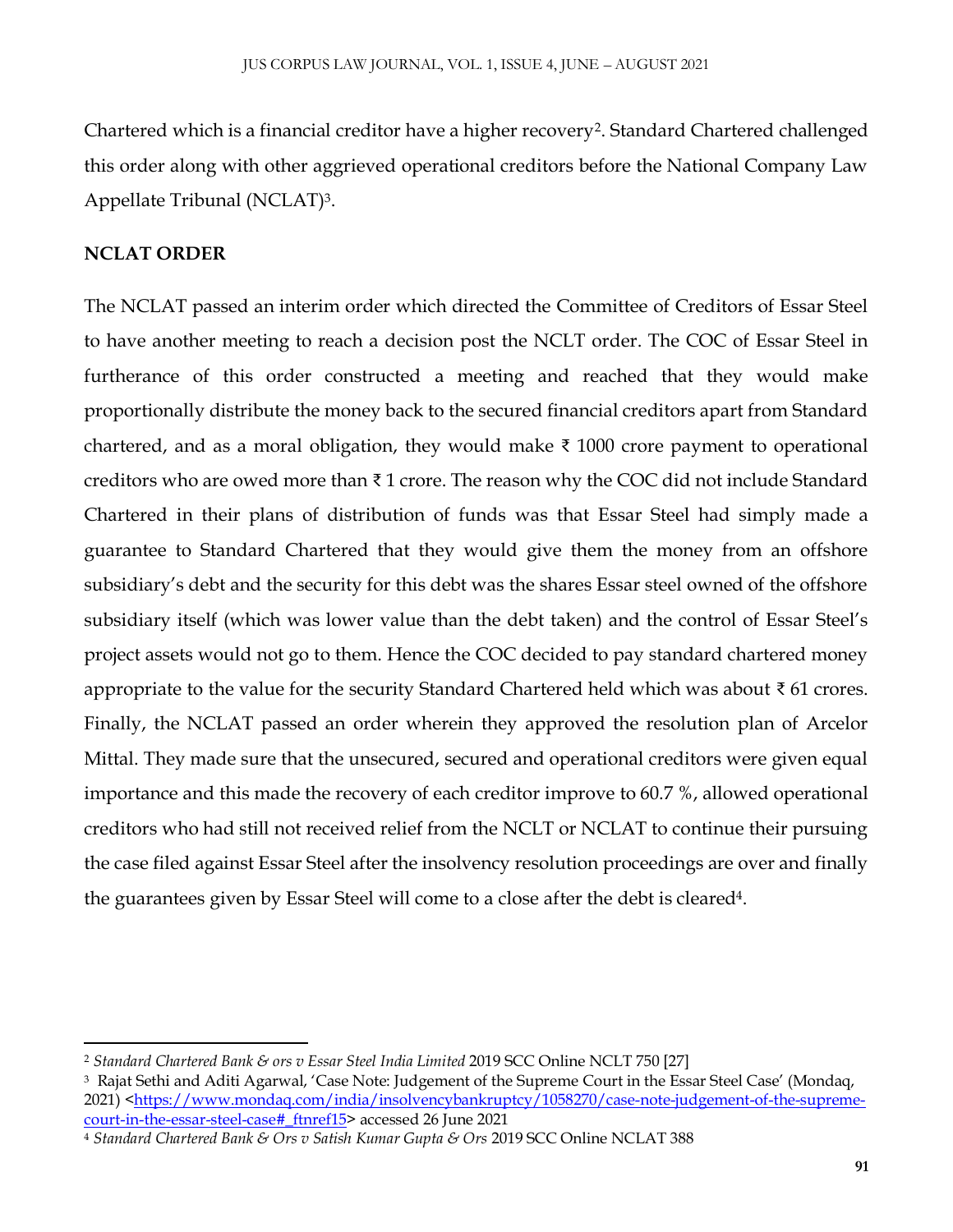Chartered which is a financial creditor have a higher recovery[2]. Standard Chartered challenged this order along with other aggrieved operational creditors before the National Company Law Appellate Tribunal (NCLAT)[3].

**NCLAT ORDER**

The NCLAT passed an interim order which directed the Committee of Creditors of Essar Steel to have another meeting to reach a decision post the NCLT order. The COC of Essar Steel in furtherance of this order constructed a meeting and reached that they would make proportionally distribute the money back to the secured financial creditors apart from Standard chartered, and as a moral obligation, they would make ₹ 1000 crore payment to operational creditors who are owed more than ₹ 1 crore. The reason why the COC did not include Standard Chartered in their plans of distribution of funds was that Essar Steel had simply made a guarantee to Standard Chartered that they would give them the money from an offshore subsidiary's debt and the security for this debt was the shares Essar steel owned of the offshore subsidiary itself (which was lower value than the debt taken) and the control of Essar Steel's project assets would not go to them. Hence the COC decided to pay standard chartered money appropriate to the value for the security Standard Chartered held which was about ₹ 61 crores. Finally, the NCLAT passed an order wherein they approved the resolution plan of Arcelor Mittal. They made sure that the unsecured, secured and operational creditors were given equal importance and this made the recovery of each creditor improve to 60.7 %, allowed operational creditors who had still not received relief from the NCLT or NCLAT to continue their pursuing the case filed against Essar Steel after the insolvency resolution proceedings are over and finally the guarantees given by Essar Steel will come to a close after the debt is cleared[4].

---

[2] *Standard Chartered Bank & ors v Essar Steel India Limited* 2019 SCC Online NCLT 750 [27]

[3] Rajat Sethi and Aditi Agarwal, 'Case Note: Judgement of the Supreme Court in the Essar Steel Case' (Mondaq, 2021) <https://www.mondaq.com/india/insolvencybankruptcy/1058270/case-note-judgement-of-the-supreme-court-in-the-essar-steel-case#_ftnref15> accessed 26 June 2021

[4] *Standard Chartered Bank & Ors v Satish Kumar Gupta & Ors* 2019 SCC Online NCLAT 388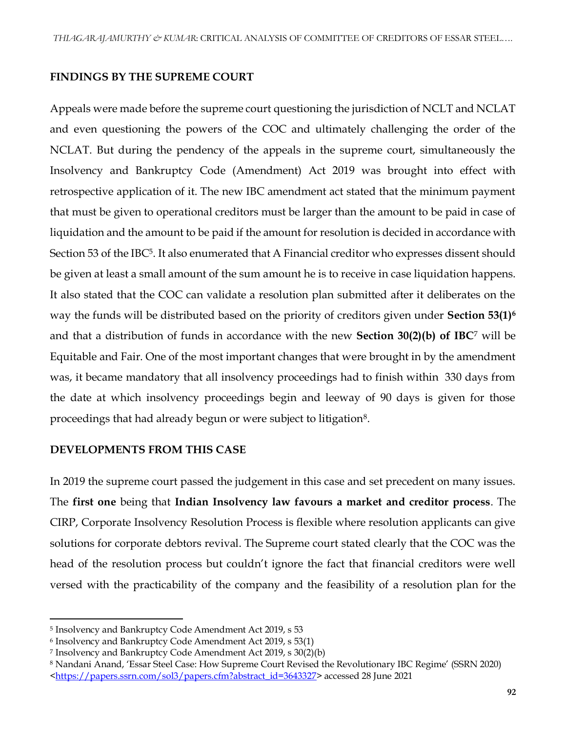## FINDINGS BY THE SUPREME COURT

Appeals were made before the supreme court questioning the jurisdiction of NCLT and NCLAT and even questioning the powers of the COC and ultimately challenging the order of the NCLAT. But during the pendency of the appeals in the supreme court, simultaneously the Insolvency and Bankruptcy Code (Amendment) Act 2019 was brought into effect with retrospective application of it. The new IBC amendment act stated that the minimum payment that must be given to operational creditors must be larger than the amount to be paid in case of liquidation and the amount to be paid if the amount for resolution is decided in accordance with Section 53 of the IBC[5]. It also enumerated that A Financial creditor who expresses dissent should be given at least a small amount of the sum amount he is to receive in case liquidation happens. It also stated that the COC can validate a resolution plan submitted after it deliberates on the way the funds will be distributed based on the priority of creditors given under **Section 53(1)**[6] and that a distribution of funds in accordance with the new **Section 30(2)(b) of IBC**[7] will be Equitable and Fair. One of the most important changes that were brought in by the amendment was, it became mandatory that all insolvency proceedings had to finish within 330 days from the date at which insolvency proceedings begin and leeway of 90 days is given for those proceedings that had already begun or were subject to litigation[8].

## DEVELOPMENTS FROM THIS CASE

In 2019 the supreme court passed the judgement in this case and set precedent on many issues. The **first one** being that **Indian Insolvency law favours a market and creditor process**. The CIRP, Corporate Insolvency Resolution Process is flexible where resolution applicants can give solutions for corporate debtors revival. The Supreme court stated clearly that the COC was the head of the resolution process but couldn't ignore the fact that financial creditors were well versed with the practicability of the company and the feasibility of a resolution plan for the

---

[5] Insolvency and Bankruptcy Code Amendment Act 2019, s 53

[6] Insolvency and Bankruptcy Code Amendment Act 2019, s 53(1)

[7] Insolvency and Bankruptcy Code Amendment Act 2019, s 30(2)(b)

[8] Nandani Anand, 'Essar Steel Case: How Supreme Court Revised the Revolutionary IBC Regime' (SSRN 2020) <https://papers.ssrn.com/sol3/papers.cfm?abstract_id=3643327> accessed 28 June 2021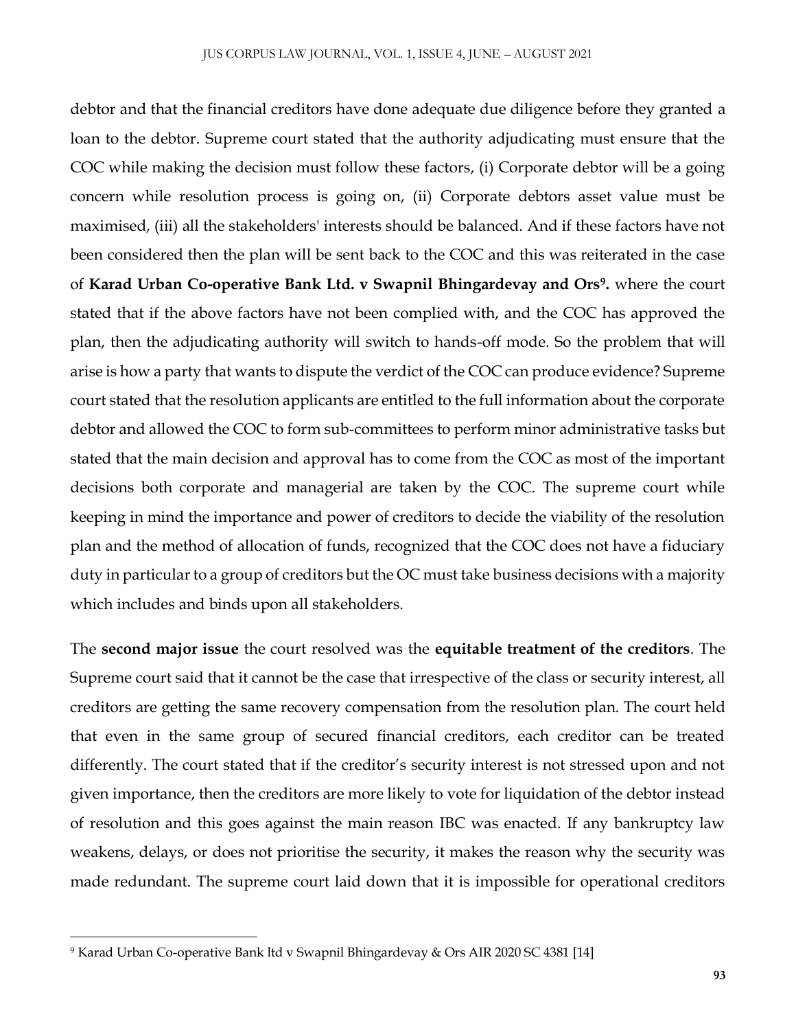debtor and that the financial creditors have done adequate due diligence before they granted a loan to the debtor. Supreme court stated that the authority adjudicating must ensure that the COC while making the decision must follow these factors, (i) Corporate debtor will be a going concern while resolution process is going on, (ii) Corporate debtors asset value must be maximised, (iii) all the stakeholders' interests should be balanced. And if these factors have not been considered then the plan will be sent back to the COC and this was reiterated in the case of **Karad Urban Co-operative Bank Ltd. v Swapnil Bhingardevay and Ors[9].** where the court stated that if the above factors have not been complied with, and the COC has approved the plan, then the adjudicating authority will switch to hands-off mode. So the problem that will arise is how a party that wants to dispute the verdict of the COC can produce evidence? Supreme court stated that the resolution applicants are entitled to the full information about the corporate debtor and allowed the COC to form sub-committees to perform minor administrative tasks but stated that the main decision and approval has to come from the COC as most of the important decisions both corporate and managerial are taken by the COC. The supreme court while keeping in mind the importance and power of creditors to decide the viability of the resolution plan and the method of allocation of funds, recognized that the COC does not have a fiduciary duty in particular to a group of creditors but the OC must take business decisions with a majority which includes and binds upon all stakeholders.

The **second major issue** the court resolved was the **equitable treatment of the creditors**. The Supreme court said that it cannot be the case that irrespective of the class or security interest, all creditors are getting the same recovery compensation from the resolution plan. The court held that even in the same group of secured financial creditors, each creditor can be treated differently. The court stated that if the creditor's security interest is not stressed upon and not given importance, then the creditors are more likely to vote for liquidation of the debtor instead of resolution and this goes against the main reason IBC was enacted. If any bankruptcy law weakens, delays, or does not prioritise the security, it makes the reason why the security was made redundant. The supreme court laid down that it is impossible for operational creditors

---

[9] Karad Urban Co-operative Bank ltd v Swapnil Bhingardevay & Ors AIR 2020 SC 4381 [14]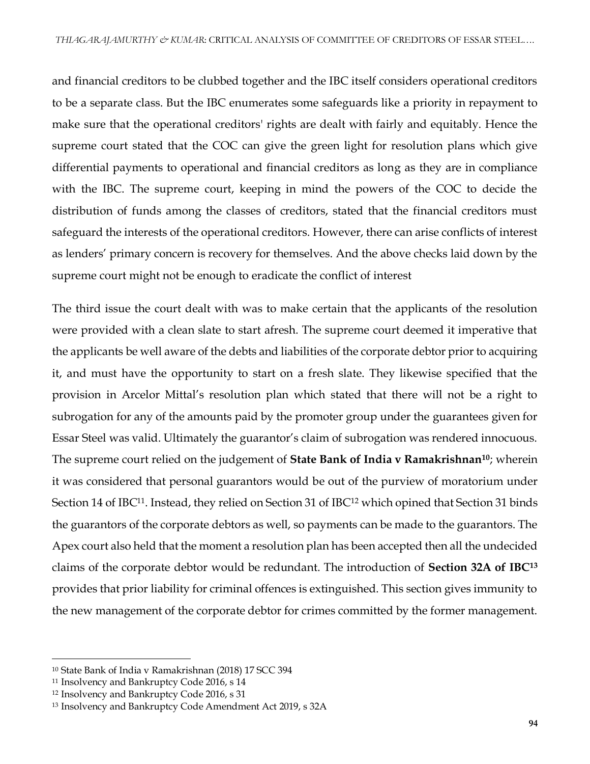and financial creditors to be clubbed together and the IBC itself considers operational creditors to be a separate class. But the IBC enumerates some safeguards like a priority in repayment to make sure that the operational creditors' rights are dealt with fairly and equitably. Hence the supreme court stated that the COC can give the green light for resolution plans which give differential payments to operational and financial creditors as long as they are in compliance with the IBC. The supreme court, keeping in mind the powers of the COC to decide the distribution of funds among the classes of creditors, stated that the financial creditors must safeguard the interests of the operational creditors. However, there can arise conflicts of interest as lenders' primary concern is recovery for themselves. And the above checks laid down by the supreme court might not be enough to eradicate the conflict of interest

The third issue the court dealt with was to make certain that the applicants of the resolution were provided with a clean slate to start afresh. The supreme court deemed it imperative that the applicants be well aware of the debts and liabilities of the corporate debtor prior to acquiring it, and must have the opportunity to start on a fresh slate. They likewise specified that the provision in Arcelor Mittal's resolution plan which stated that there will not be a right to subrogation for any of the amounts paid by the promoter group under the guarantees given for Essar Steel was valid. Ultimately the guarantor's claim of subrogation was rendered innocuous. The supreme court relied on the judgement of **State Bank of India v Ramakrishnan**[10]; wherein it was considered that personal guarantors would be out of the purview of moratorium under Section 14 of IBC[11]. Instead, they relied on Section 31 of IBC[12] which opined that Section 31 binds the guarantors of the corporate debtors as well, so payments can be made to the guarantors. The Apex court also held that the moment a resolution plan has been accepted then all the undecided claims of the corporate debtor would be redundant. The introduction of **Section 32A of IBC**[13] provides that prior liability for criminal offences is extinguished. This section gives immunity to the new management of the corporate debtor for crimes committed by the former management.

---

[10] State Bank of India v Ramakrishnan (2018) 17 SCC 394

[11] Insolvency and Bankruptcy Code 2016, s 14

[12] Insolvency and Bankruptcy Code 2016, s 31

[13] Insolvency and Bankruptcy Code Amendment Act 2019, s 32A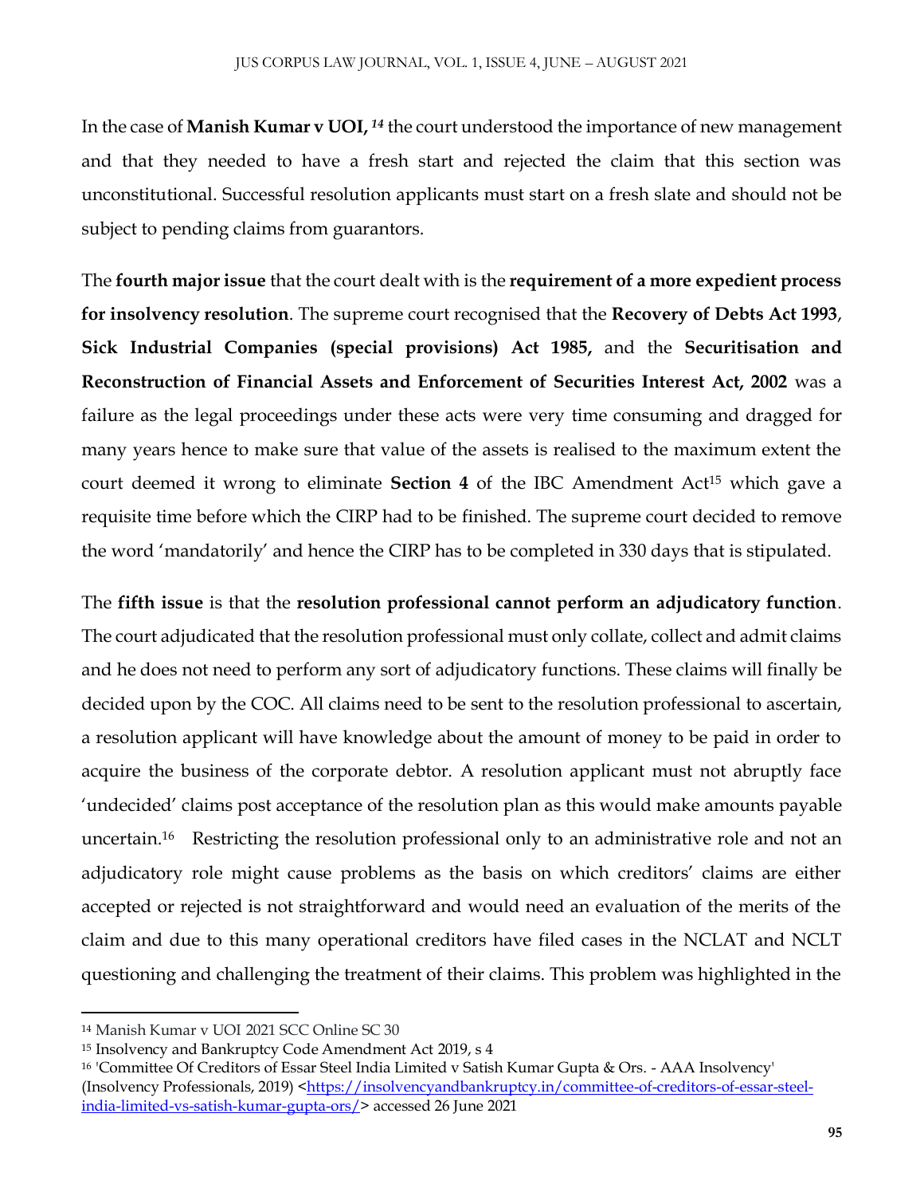In the case of **Manish Kumar v UOI,** [14] the court understood the importance of new management and that they needed to have a fresh start and rejected the claim that this section was unconstitutional. Successful resolution applicants must start on a fresh slate and should not be subject to pending claims from guarantors.

The **fourth major issue** that the court dealt with is the **requirement of a more expedient process for insolvency resolution**. The supreme court recognised that the **Recovery of Debts Act 1993**, **Sick Industrial Companies (special provisions) Act 1985,** and the **Securitisation and Reconstruction of Financial Assets and Enforcement of Securities Interest Act, 2002** was a failure as the legal proceedings under these acts were very time consuming and dragged for many years hence to make sure that value of the assets is realised to the maximum extent the court deemed it wrong to eliminate **Section 4** of the IBC Amendment Act[15] which gave a requisite time before which the CIRP had to be finished. The supreme court decided to remove the word 'mandatorily' and hence the CIRP has to be completed in 330 days that is stipulated.

The **fifth issue** is that the **resolution professional cannot perform an adjudicatory function**. The court adjudicated that the resolution professional must only collate, collect and admit claims and he does not need to perform any sort of adjudicatory functions. These claims will finally be decided upon by the COC. All claims need to be sent to the resolution professional to ascertain, a resolution applicant will have knowledge about the amount of money to be paid in order to acquire the business of the corporate debtor. A resolution applicant must not abruptly face 'undecided' claims post acceptance of the resolution plan as this would make amounts payable uncertain.[16] Restricting the resolution professional only to an administrative role and not an adjudicatory role might cause problems as the basis on which creditors' claims are either accepted or rejected is not straightforward and would need an evaluation of the merits of the claim and due to this many operational creditors have filed cases in the NCLAT and NCLT questioning and challenging the treatment of their claims. This problem was highlighted in the

---

[14] Manish Kumar v UOI 2021 SCC Online SC 30

[15] Insolvency and Bankruptcy Code Amendment Act 2019, s 4

[16] 'Committee Of Creditors of Essar Steel India Limited v Satish Kumar Gupta & Ors. - AAA Insolvency' (Insolvency Professionals, 2019) <https://insolvencyandbankruptcy.in/committee-of-creditors-of-essar-steel-india-limited-vs-satish-kumar-gupta-ors/> accessed 26 June 2021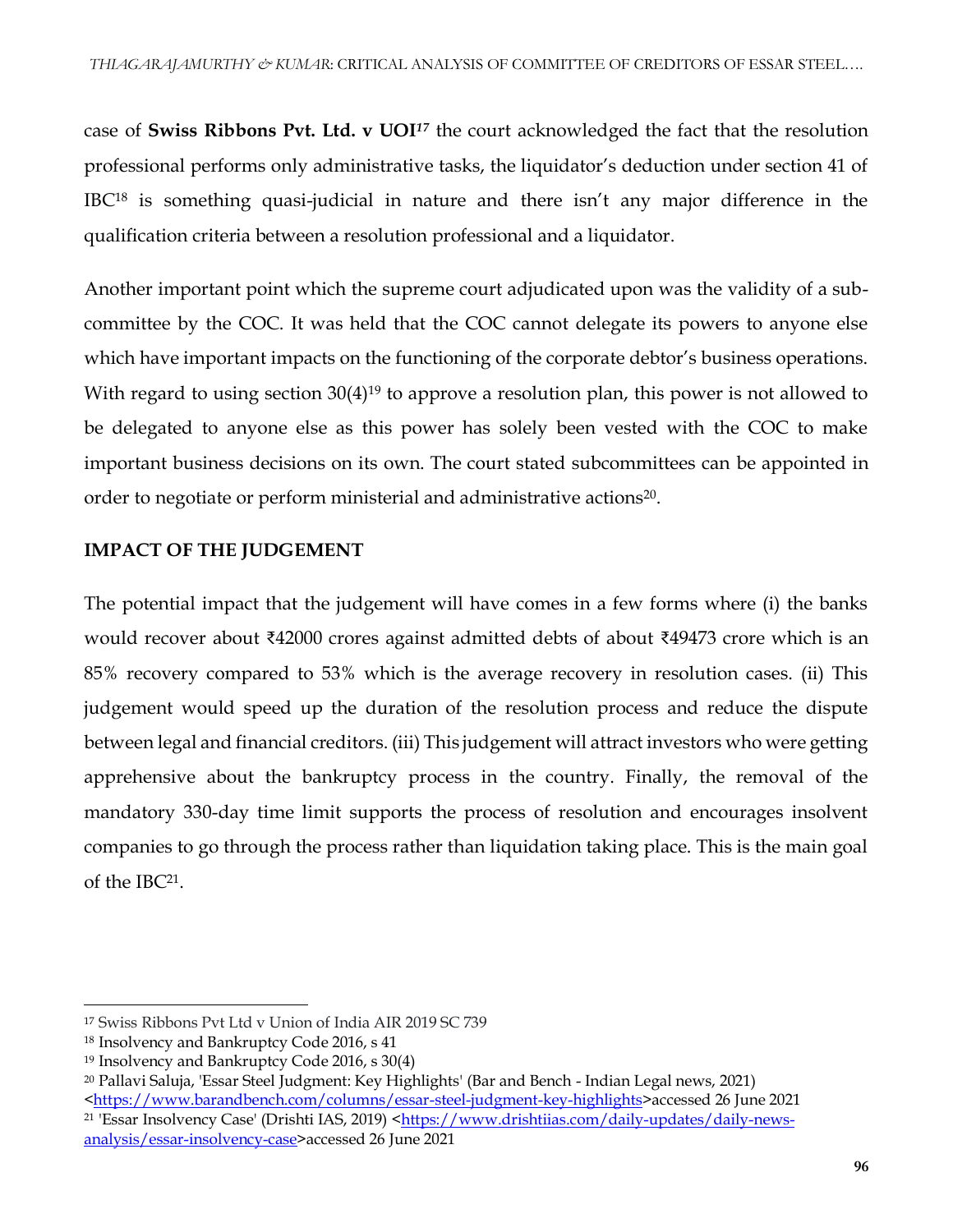case of **Swiss Ribbons Pvt. Ltd. v UOI**[17] the court acknowledged the fact that the resolution professional performs only administrative tasks, the liquidator's deduction under section 41 of IBC[18] is something quasi-judicial in nature and there isn't any major difference in the qualification criteria between a resolution professional and a liquidator.

Another important point which the supreme court adjudicated upon was the validity of a sub-committee by the COC. It was held that the COC cannot delegate its powers to anyone else which have important impacts on the functioning of the corporate debtor's business operations. With regard to using section 30(4)[19] to approve a resolution plan, this power is not allowed to be delegated to anyone else as this power has solely been vested with the COC to make important business decisions on its own. The court stated subcommittees can be appointed in order to negotiate or perform ministerial and administrative actions[20].

**IMPACT OF THE JUDGEMENT**

The potential impact that the judgement will have comes in a few forms where (i) the banks would recover about ₹42000 crores against admitted debts of about ₹49473 crore which is an 85% recovery compared to 53% which is the average recovery in resolution cases. (ii) This judgement would speed up the duration of the resolution process and reduce the dispute between legal and financial creditors. (iii) This judgement will attract investors who were getting apprehensive about the bankruptcy process in the country. Finally, the removal of the mandatory 330-day time limit supports the process of resolution and encourages insolvent companies to go through the process rather than liquidation taking place. This is the main goal of the IBC[21].

---

[17] Swiss Ribbons Pvt Ltd v Union of India AIR 2019 SC 739

[18] Insolvency and Bankruptcy Code 2016, s 41

[19] Insolvency and Bankruptcy Code 2016, s 30(4)

[20] Pallavi Saluja, 'Essar Steel Judgment: Key Highlights' (Bar and Bench - Indian Legal news, 2021) <https://www.barandbench.com/columns/essar-steel-judgment-key-highlights>accessed 26 June 2021

[21] 'Essar Insolvency Case' (Drishti IAS, 2019) <https://www.drishtiias.com/daily-updates/daily-news-analysis/essar-insolvency-case>accessed 26 June 2021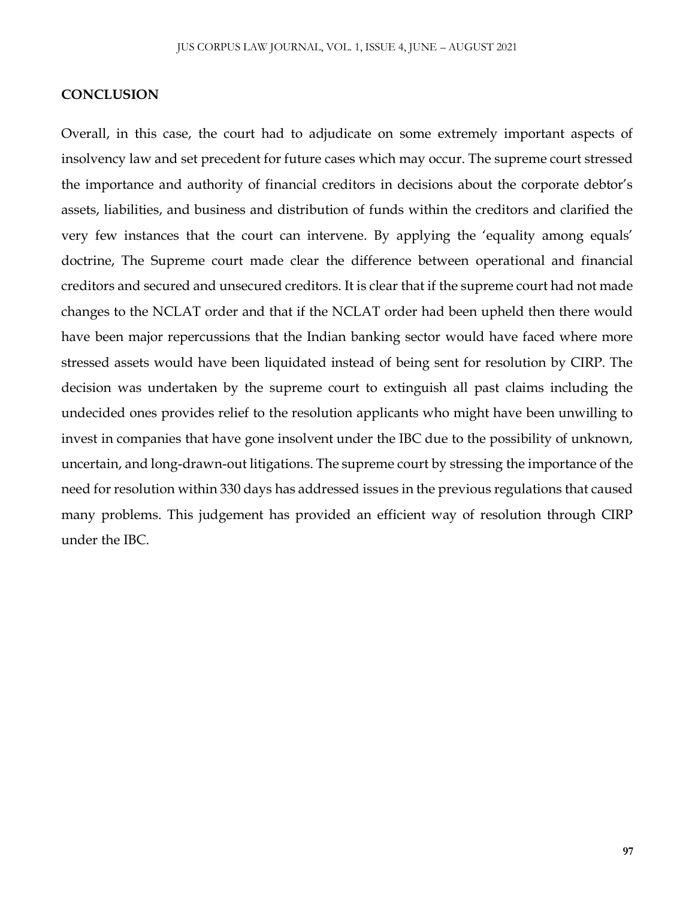## CONCLUSION

Overall, in this case, the court had to adjudicate on some extremely important aspects of insolvency law and set precedent for future cases which may occur. The supreme court stressed the importance and authority of financial creditors in decisions about the corporate debtor's assets, liabilities, and business and distribution of funds within the creditors and clarified the very few instances that the court can intervene. By applying the 'equality among equals' doctrine, The Supreme court made clear the difference between operational and financial creditors and secured and unsecured creditors. It is clear that if the supreme court had not made changes to the NCLAT order and that if the NCLAT order had been upheld then there would have been major repercussions that the Indian banking sector would have faced where more stressed assets would have been liquidated instead of being sent for resolution by CIRP. The decision was undertaken by the supreme court to extinguish all past claims including the undecided ones provides relief to the resolution applicants who might have been unwilling to invest in companies that have gone insolvent under the IBC due to the possibility of unknown, uncertain, and long-drawn-out litigations. The supreme court by stressing the importance of the need for resolution within 330 days has addressed issues in the previous regulations that caused many problems. This judgement has provided an efficient way of resolution through CIRP under the IBC.